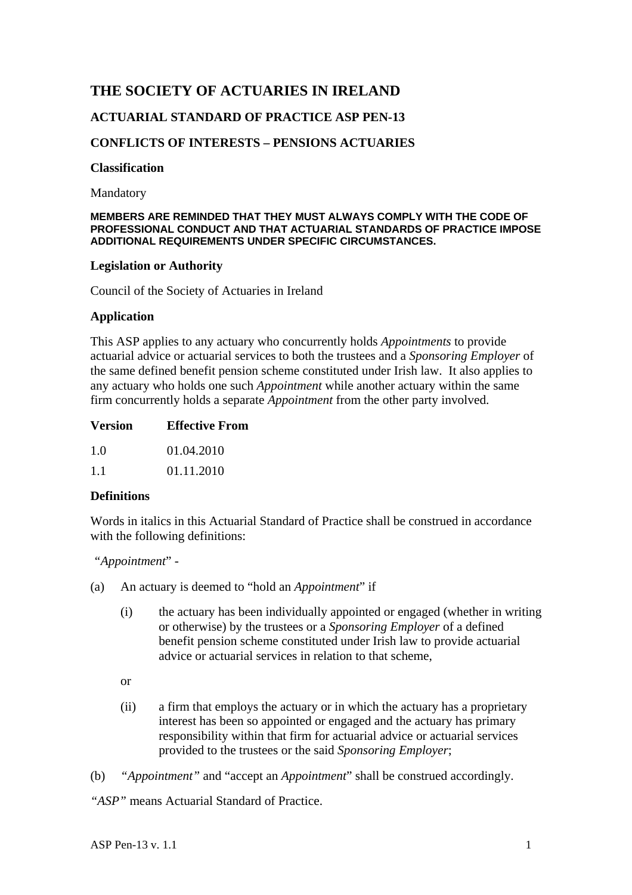# THE SOCIETY OF ACTUARIES IN IRELAND

## ACTUARIAL STANDARD OF PRACTICE ASP PEN-13

## CONFLICTS OF INTERESTS – PENSIONS ACTUARIES

### Classification

Mandatory

**MEMBERS ARE REMINDED THAT THEY MUST ALWAYS COMPLY WITH THE CODE OF PROFESSIONAL CONDUCT AND THAT ACTUARIAL STANDARDS OF PRACTICE IMPOSE ADDITIONAL REQUIREMENTS UNDER SPECIFIC CIRCUMSTANCES.**

### Legislation or Authority

Council of the Society of Actuaries in Ireland

### Application

This ASP applies to any actuary who concurrently holds *Appointments* to provide actuarial advice or actuarial services to both the trustees and a *Sponsoring Employer* of the same defined benefit pension scheme constituted under Irish law. It also applies to any actuary who holds one such *Appointment* while another actuary within the same firm concurrently holds a separate *Appointment* from the other party involved.

| Version | Effective From |
|---|---|
| 1.0 | 01.04.2010 |
| 1.1 | 01.11.2010 |

### Definitions

Words in italics in this Actuarial Standard of Practice shall be construed in accordance with the following definitions:

"*Appointment*" -

(a) An actuary is deemed to "hold an *Appointment*" if

   (i) the actuary has been individually appointed or engaged (whether in writing or otherwise) by the trustees or a *Sponsoring Employer* of a defined benefit pension scheme constituted under Irish law to provide actuarial advice or actuarial services in relation to that scheme,

   or

   (ii) a firm that employs the actuary or in which the actuary has a proprietary interest has been so appointed or engaged and the actuary has primary responsibility within that firm for actuarial advice or actuarial services provided to the trustees or the said *Sponsoring Employer*;

(b) *"Appointment"* and "accept an *Appointment*" shall be construed accordingly.

*"ASP"* means Actuarial Standard of Practice.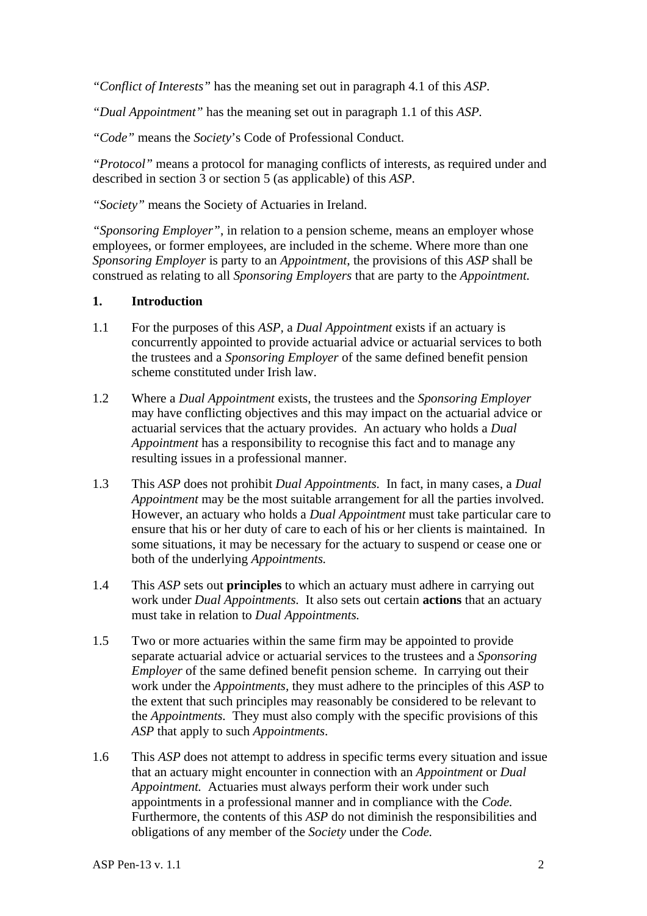*"Conflict of Interests"* has the meaning set out in paragraph 4.1 of this *ASP*.

*"Dual Appointment"* has the meaning set out in paragraph 1.1 of this *ASP*.

*"Code"* means the *Society*'s Code of Professional Conduct.

*"Protocol"* means a protocol for managing conflicts of interests, as required under and described in section 3 or section 5 (as applicable) of this *ASP*.

*"Society"* means the Society of Actuaries in Ireland.

*"Sponsoring Employer"*, in relation to a pension scheme, means an employer whose employees, or former employees, are included in the scheme. Where more than one *Sponsoring Employer* is party to an *Appointment*, the provisions of this *ASP* shall be construed as relating to all *Sponsoring Employers* that are party to the *Appointment.*

## 1. Introduction

1.1 For the purposes of this *ASP*, a *Dual Appointment* exists if an actuary is concurrently appointed to provide actuarial advice or actuarial services to both the trustees and a *Sponsoring Employer* of the same defined benefit pension scheme constituted under Irish law.

1.2 Where a *Dual Appointment* exists, the trustees and the *Sponsoring Employer* may have conflicting objectives and this may impact on the actuarial advice or actuarial services that the actuary provides. An actuary who holds a *Dual Appointment* has a responsibility to recognise this fact and to manage any resulting issues in a professional manner.

1.3 This *ASP* does not prohibit *Dual Appointments.* In fact, in many cases, a *Dual Appointment* may be the most suitable arrangement for all the parties involved. However, an actuary who holds a *Dual Appointment* must take particular care to ensure that his or her duty of care to each of his or her clients is maintained. In some situations, it may be necessary for the actuary to suspend or cease one or both of the underlying *Appointments.*

1.4 This *ASP* sets out **principles** to which an actuary must adhere in carrying out work under *Dual Appointments.* It also sets out certain **actions** that an actuary must take in relation to *Dual Appointments.*

1.5 Two or more actuaries within the same firm may be appointed to provide separate actuarial advice or actuarial services to the trustees and a *Sponsoring Employer* of the same defined benefit pension scheme. In carrying out their work under the *Appointments,* they must adhere to the principles of this *ASP* to the extent that such principles may reasonably be considered to be relevant to the *Appointments.* They must also comply with the specific provisions of this *ASP* that apply to such *Appointments*.

1.6 This *ASP* does not attempt to address in specific terms every situation and issue that an actuary might encounter in connection with an *Appointment* or *Dual Appointment.* Actuaries must always perform their work under such appointments in a professional manner and in compliance with the *Code.* Furthermore, the contents of this *ASP* do not diminish the responsibilities and obligations of any member of the *Society* under the *Code.*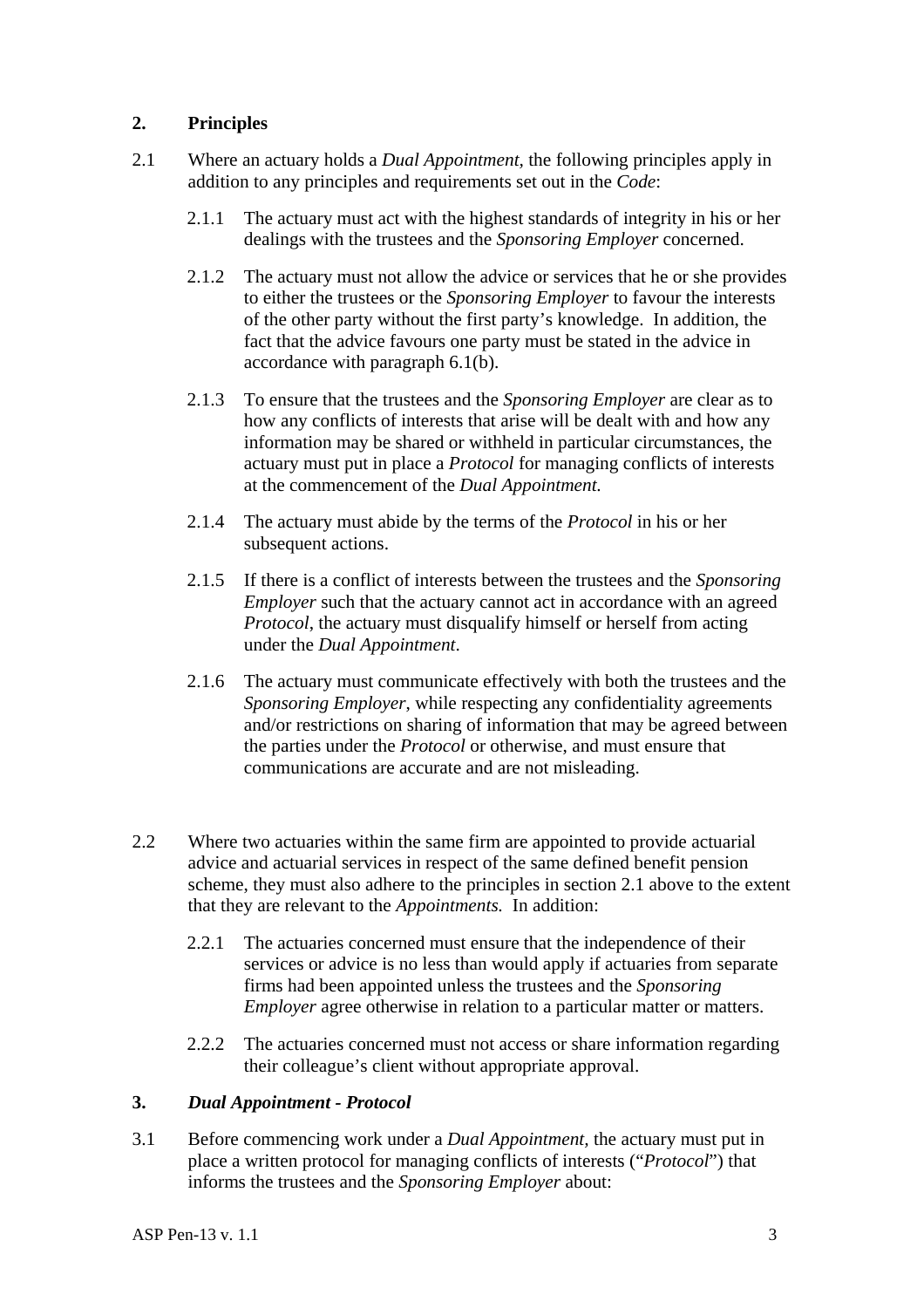## 2. Principles

2.1 Where an actuary holds a *Dual Appointment*, the following principles apply in addition to any principles and requirements set out in the *Code*:

2.1.1 The actuary must act with the highest standards of integrity in his or her dealings with the trustees and the *Sponsoring Employer* concerned.

2.1.2 The actuary must not allow the advice or services that he or she provides to either the trustees or the *Sponsoring Employer* to favour the interests of the other party without the first party's knowledge. In addition, the fact that the advice favours one party must be stated in the advice in accordance with paragraph 6.1(b).

2.1.3 To ensure that the trustees and the *Sponsoring Employer* are clear as to how any conflicts of interests that arise will be dealt with and how any information may be shared or withheld in particular circumstances, the actuary must put in place a *Protocol* for managing conflicts of interests at the commencement of the *Dual Appointment.*

2.1.4 The actuary must abide by the terms of the *Protocol* in his or her subsequent actions.

2.1.5 If there is a conflict of interests between the trustees and the *Sponsoring Employer* such that the actuary cannot act in accordance with an agreed *Protocol*, the actuary must disqualify himself or herself from acting under the *Dual Appointment*.

2.1.6 The actuary must communicate effectively with both the trustees and the *Sponsoring Employer*, while respecting any confidentiality agreements and/or restrictions on sharing of information that may be agreed between the parties under the *Protocol* or otherwise, and must ensure that communications are accurate and are not misleading.

2.2 Where two actuaries within the same firm are appointed to provide actuarial advice and actuarial services in respect of the same defined benefit pension scheme, they must also adhere to the principles in section 2.1 above to the extent that they are relevant to the *Appointments.* In addition:

2.2.1 The actuaries concerned must ensure that the independence of their services or advice is no less than would apply if actuaries from separate firms had been appointed unless the trustees and the *Sponsoring Employer* agree otherwise in relation to a particular matter or matters.

2.2.2 The actuaries concerned must not access or share information regarding their colleague's client without appropriate approval.

## 3. *Dual Appointment - Protocol*

3.1 Before commencing work under a *Dual Appointment*, the actuary must put in place a written protocol for managing conflicts of interests ("*Protocol*") that informs the trustees and the *Sponsoring Employer* about: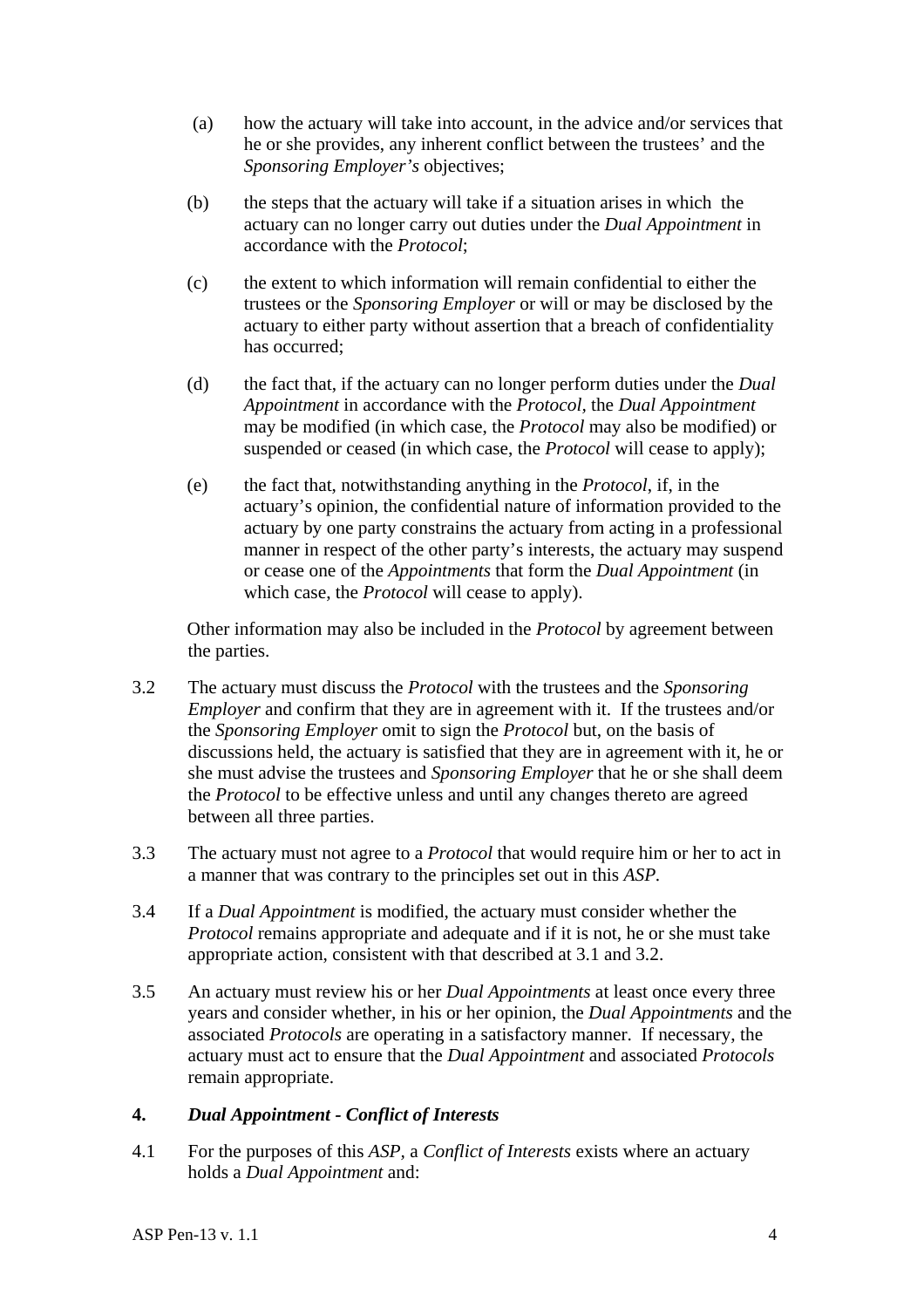(a) how the actuary will take into account, in the advice and/or services that he or she provides, any inherent conflict between the trustees' and the *Sponsoring Employer's* objectives;

(b) the steps that the actuary will take if a situation arises in which the actuary can no longer carry out duties under the *Dual Appointment* in accordance with the *Protocol*;

(c) the extent to which information will remain confidential to either the trustees or the *Sponsoring Employer* or will or may be disclosed by the actuary to either party without assertion that a breach of confidentiality has occurred;

(d) the fact that, if the actuary can no longer perform duties under the *Dual Appointment* in accordance with the *Protocol,* the *Dual Appointment* may be modified (in which case, the *Protocol* may also be modified) or suspended or ceased (in which case, the *Protocol* will cease to apply);

(e) the fact that, notwithstanding anything in the *Protocol*, if, in the actuary's opinion, the confidential nature of information provided to the actuary by one party constrains the actuary from acting in a professional manner in respect of the other party's interests, the actuary may suspend or cease one of the *Appointments* that form the *Dual Appointment* (in which case, the *Protocol* will cease to apply).

Other information may also be included in the *Protocol* by agreement between the parties.

3.2 The actuary must discuss the *Protocol* with the trustees and the *Sponsoring Employer* and confirm that they are in agreement with it. If the trustees and/or the *Sponsoring Employer* omit to sign the *Protocol* but, on the basis of discussions held, the actuary is satisfied that they are in agreement with it, he or she must advise the trustees and *Sponsoring Employer* that he or she shall deem the *Protocol* to be effective unless and until any changes thereto are agreed between all three parties.

3.3 The actuary must not agree to a *Protocol* that would require him or her to act in a manner that was contrary to the principles set out in this *ASP.*

3.4 If a *Dual Appointment* is modified, the actuary must consider whether the *Protocol* remains appropriate and adequate and if it is not, he or she must take appropriate action, consistent with that described at 3.1 and 3.2.

3.5 An actuary must review his or her *Dual Appointments* at least once every three years and consider whether, in his or her opinion, the *Dual Appointments* and the associated *Protocols* are operating in a satisfactory manner. If necessary, the actuary must act to ensure that the *Dual Appointment* and associated *Protocols* remain appropriate.

## 4. *Dual Appointment - Conflict of Interests*

4.1 For the purposes of this *ASP,* a *Conflict of Interests* exists where an actuary holds a *Dual Appointment* and: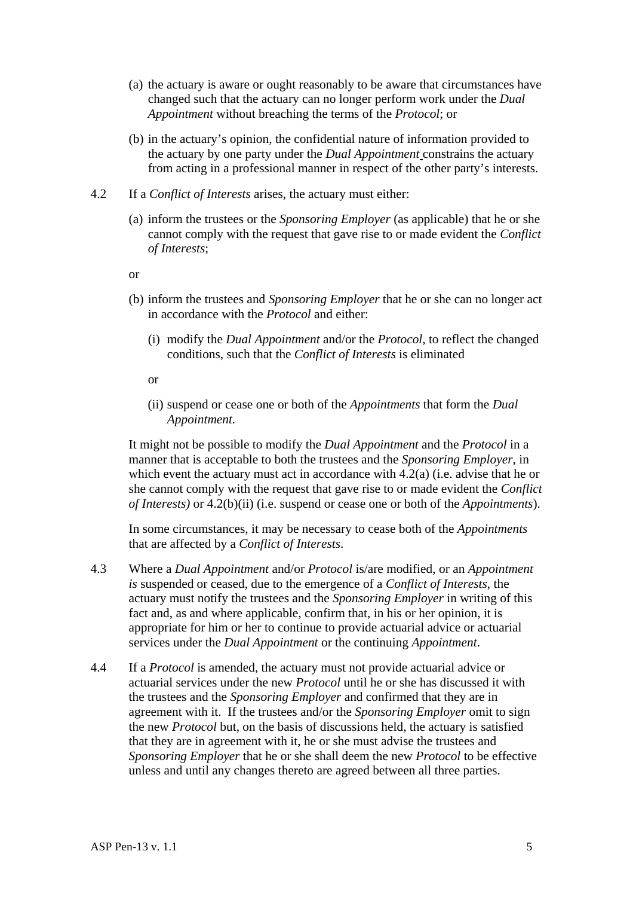(a) the actuary is aware or ought reasonably to be aware that circumstances have changed such that the actuary can no longer perform work under the *Dual Appointment* without breaching the terms of the *Protocol*; or

(b) in the actuary's opinion, the confidential nature of information provided to the actuary by one party under the *Dual Appointment* constrains the actuary from acting in a professional manner in respect of the other party's interests.

4.2 If a *Conflict of Interests* arises, the actuary must either:

(a) inform the trustees or the *Sponsoring Employer* (as applicable) that he or she cannot comply with the request that gave rise to or made evident the *Conflict of Interests*;

or

(b) inform the trustees and *Sponsoring Employer* that he or she can no longer act in accordance with the *Protocol* and either:

(i) modify the *Dual Appointment* and/or the *Protocol*, to reflect the changed conditions, such that the *Conflict of Interests* is eliminated

or

(ii) suspend or cease one or both of the *Appointments* that form the *Dual Appointment.*

It might not be possible to modify the *Dual Appointment* and the *Protocol* in a manner that is acceptable to both the trustees and the *Sponsoring Employer*, in which event the actuary must act in accordance with 4.2(a) (i.e. advise that he or she cannot comply with the request that gave rise to or made evident the *Conflict of Interests)* or 4.2(b)(ii) (i.e. suspend or cease one or both of the *Appointments*).

In some circumstances, it may be necessary to cease both of the *Appointments* that are affected by a *Conflict of Interests*.

4.3 Where a *Dual Appointment* and/or *Protocol* is/are modified, or an *Appointment is* suspended or ceased, due to the emergence of a *Conflict of Interests*, the actuary must notify the trustees and the *Sponsoring Employer* in writing of this fact and, as and where applicable, confirm that, in his or her opinion, it is appropriate for him or her to continue to provide actuarial advice or actuarial services under the *Dual Appointment* or the continuing *Appointment*.

4.4 If a *Protocol* is amended, the actuary must not provide actuarial advice or actuarial services under the new *Protocol* until he or she has discussed it with the trustees and the *Sponsoring Employer* and confirmed that they are in agreement with it. If the trustees and/or the *Sponsoring Employer* omit to sign the new *Protocol* but, on the basis of discussions held, the actuary is satisfied that they are in agreement with it, he or she must advise the trustees and *Sponsoring Employer* that he or she shall deem the new *Protocol* to be effective unless and until any changes thereto are agreed between all three parties.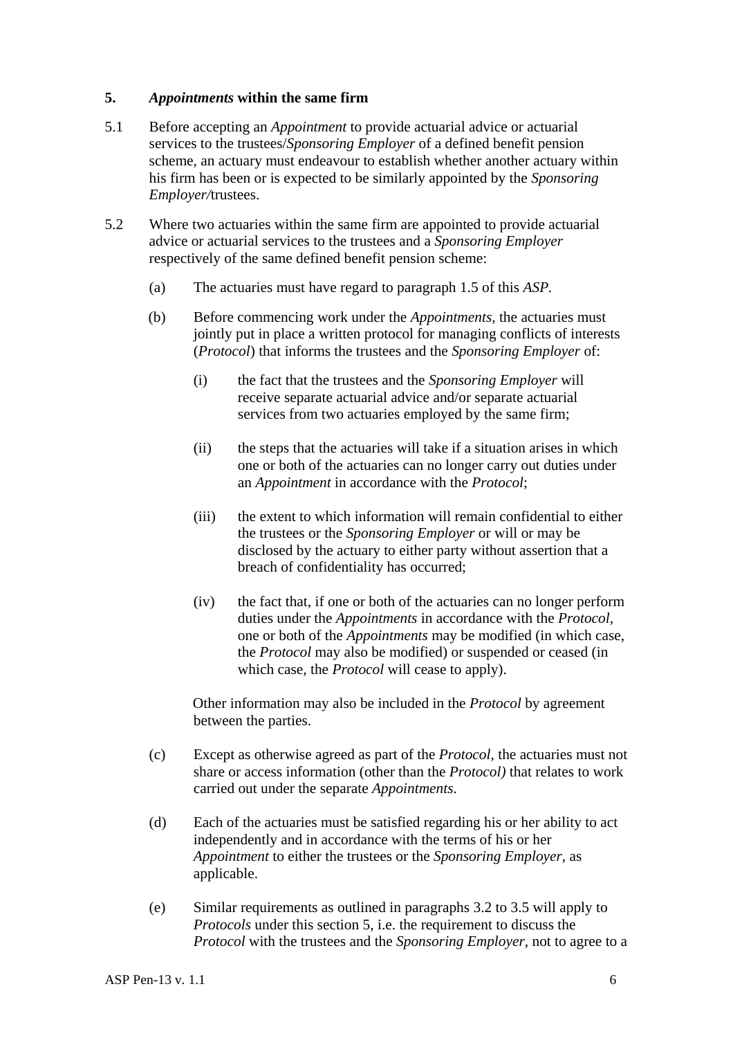## 5. *Appointments* within the same firm

5.1 Before accepting an *Appointment* to provide actuarial advice or actuarial services to the trustees/*Sponsoring Employer* of a defined benefit pension scheme, an actuary must endeavour to establish whether another actuary within his firm has been or is expected to be similarly appointed by the *Sponsoring Employer/*trustees.

5.2 Where two actuaries within the same firm are appointed to provide actuarial advice or actuarial services to the trustees and a *Sponsoring Employer* respectively of the same defined benefit pension scheme:

(a) The actuaries must have regard to paragraph 1.5 of this *ASP*.

(b) Before commencing work under the *Appointments,* the actuaries must jointly put in place a written protocol for managing conflicts of interests (*Protocol*) that informs the trustees and the *Sponsoring Employer* of:

(i) the fact that the trustees and the *Sponsoring Employer* will receive separate actuarial advice and/or separate actuarial services from two actuaries employed by the same firm;

(ii) the steps that the actuaries will take if a situation arises in which one or both of the actuaries can no longer carry out duties under an *Appointment* in accordance with the *Protocol*;

(iii) the extent to which information will remain confidential to either the trustees or the *Sponsoring Employer* or will or may be disclosed by the actuary to either party without assertion that a breach of confidentiality has occurred;

(iv) the fact that, if one or both of the actuaries can no longer perform duties under the *Appointments* in accordance with the *Protocol*, one or both of the *Appointments* may be modified (in which case, the *Protocol* may also be modified) or suspended or ceased (in which case, the *Protocol* will cease to apply).

Other information may also be included in the *Protocol* by agreement between the parties.

(c) Except as otherwise agreed as part of the *Protocol*, the actuaries must not share or access information (other than the *Protocol)* that relates to work carried out under the separate *Appointments*.

(d) Each of the actuaries must be satisfied regarding his or her ability to act independently and in accordance with the terms of his or her *Appointment* to either the trustees or the *Sponsoring Employer*, as applicable.

(e) Similar requirements as outlined in paragraphs 3.2 to 3.5 will apply to *Protocols* under this section 5, i.e. the requirement to discuss the *Protocol* with the trustees and the *Sponsoring Employer*, not to agree to a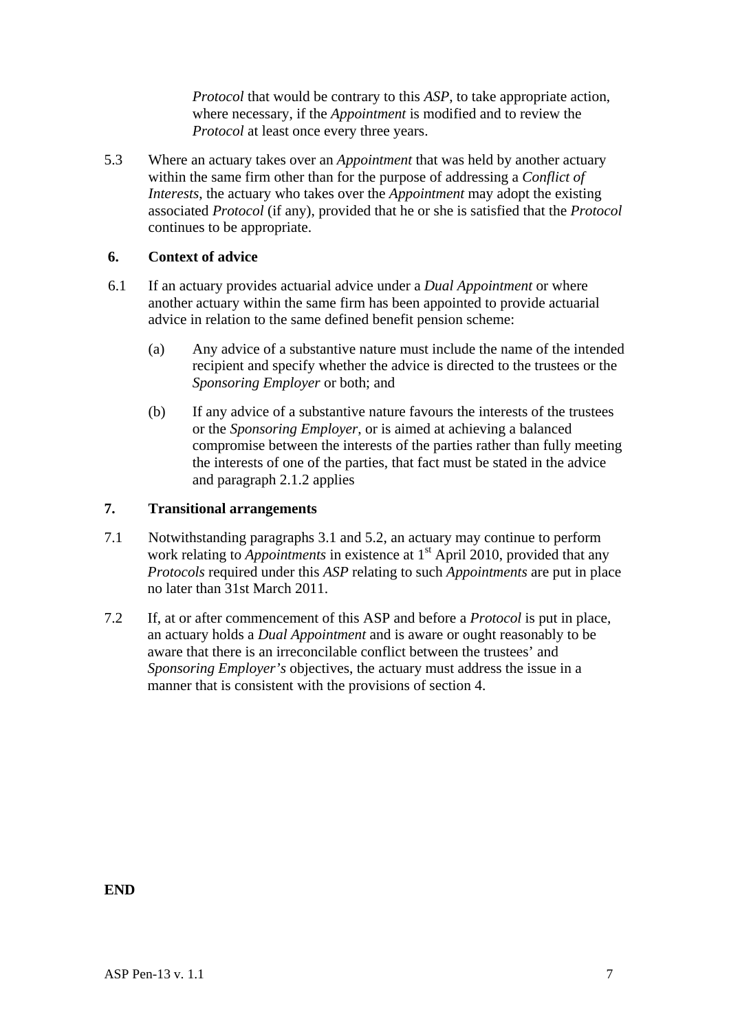*Protocol* that would be contrary to this *ASP*, to take appropriate action, where necessary, if the *Appointment* is modified and to review the *Protocol* at least once every three years.

5.3 Where an actuary takes over an *Appointment* that was held by another actuary within the same firm other than for the purpose of addressing a *Conflict of Interests*, the actuary who takes over the *Appointment* may adopt the existing associated *Protocol* (if any), provided that he or she is satisfied that the *Protocol* continues to be appropriate.

## 6. Context of advice

6.1 If an actuary provides actuarial advice under a *Dual Appointment* or where another actuary within the same firm has been appointed to provide actuarial advice in relation to the same defined benefit pension scheme:

(a) Any advice of a substantive nature must include the name of the intended recipient and specify whether the advice is directed to the trustees or the *Sponsoring Employer* or both; and

(b) If any advice of a substantive nature favours the interests of the trustees or the *Sponsoring Employer*, or is aimed at achieving a balanced compromise between the interests of the parties rather than fully meeting the interests of one of the parties, that fact must be stated in the advice and paragraph 2.1.2 applies

## 7. Transitional arrangements

7.1 Notwithstanding paragraphs 3.1 and 5.2, an actuary may continue to perform work relating to *Appointments* in existence at 1st April 2010, provided that any *Protocols* required under this *ASP* relating to such *Appointments* are put in place no later than 31st March 2011.

7.2 If, at or after commencement of this ASP and before a *Protocol* is put in place, an actuary holds a *Dual Appointment* and is aware or ought reasonably to be aware that there is an irreconcilable conflict between the trustees' and *Sponsoring Employer's* objectives, the actuary must address the issue in a manner that is consistent with the provisions of section 4.

**END**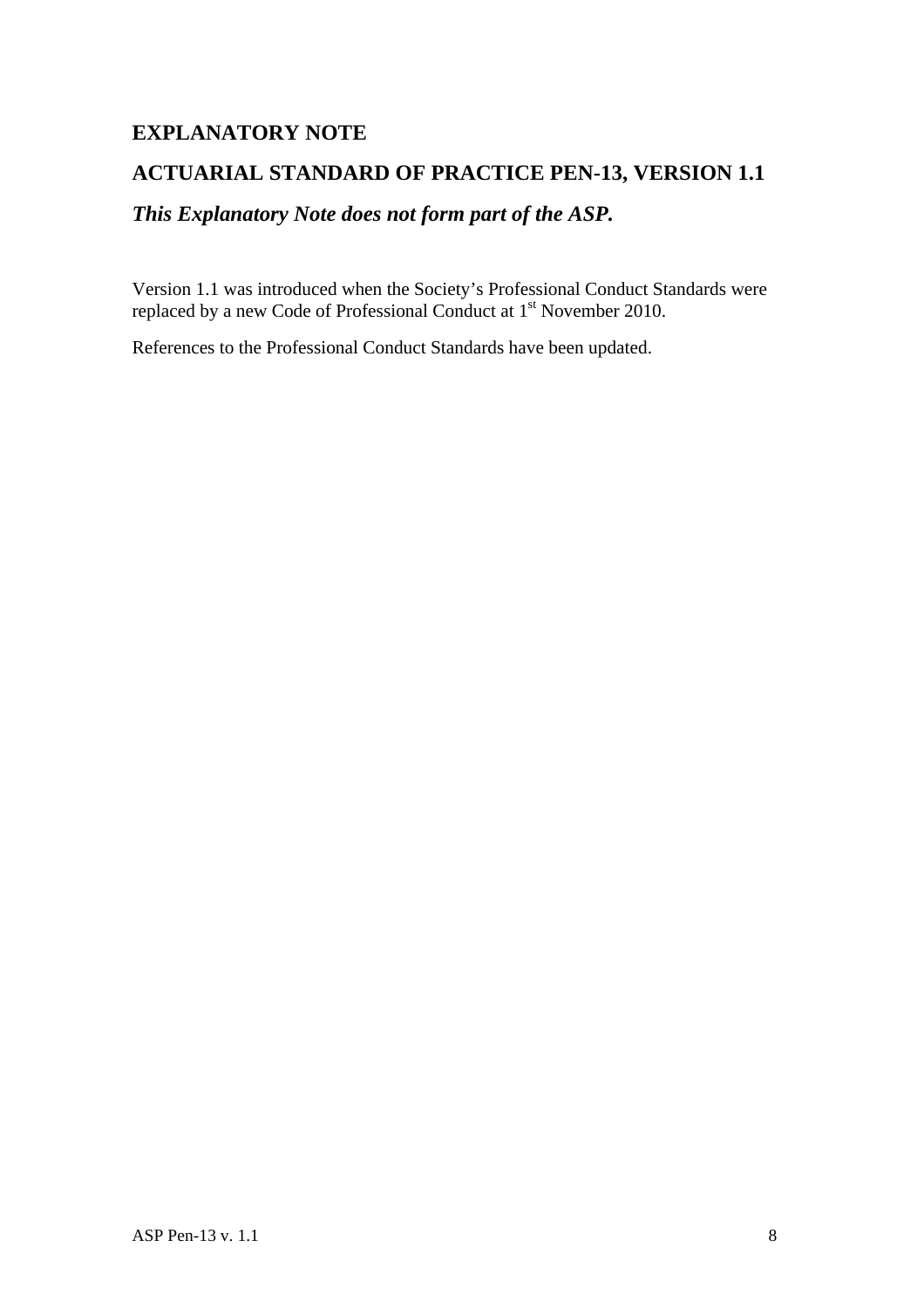## EXPLANATORY NOTE

## ACTUARIAL STANDARD OF PRACTICE PEN-13, VERSION 1.1

### *This Explanatory Note does not form part of the ASP.*

Version 1.1 was introduced when the Society's Professional Conduct Standards were replaced by a new Code of Professional Conduct at 1st November 2010.

References to the Professional Conduct Standards have been updated.